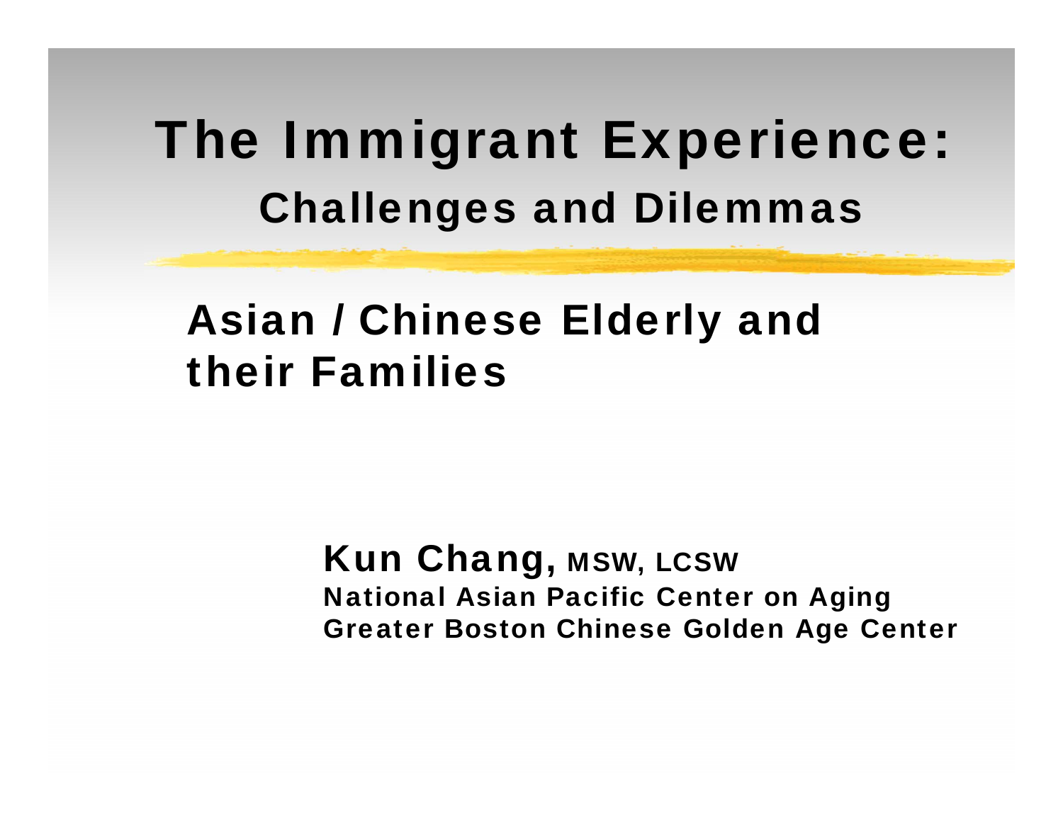# The Immigrant Experience:
## Challenges and Dilemmas

## Asian / Chinese Elderly and their Families

**Kun Chang,** MSW, LCSW
**National Asian Pacific Center on Aging**
**Greater Boston Chinese Golden Age Center**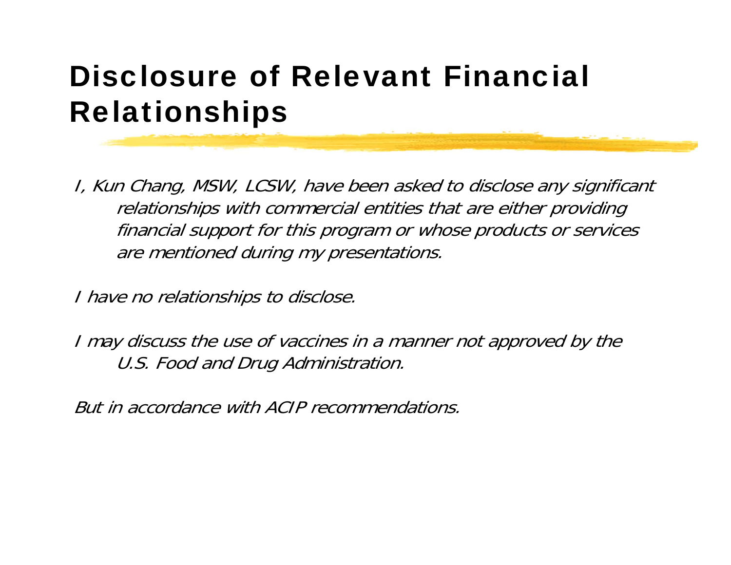# Disclosure of Relevant Financial Relationships

*I, Kun Chang, MSW, LCSW, have been asked to disclose any significant relationships with commercial entities that are either providing financial support for this program or whose products or services are mentioned during my presentations.*

*I have no relationships to disclose.*

*I may discuss the use of vaccines in a manner not approved by the U.S. Food and Drug Administration.*

*But in accordance with ACIP recommendations.*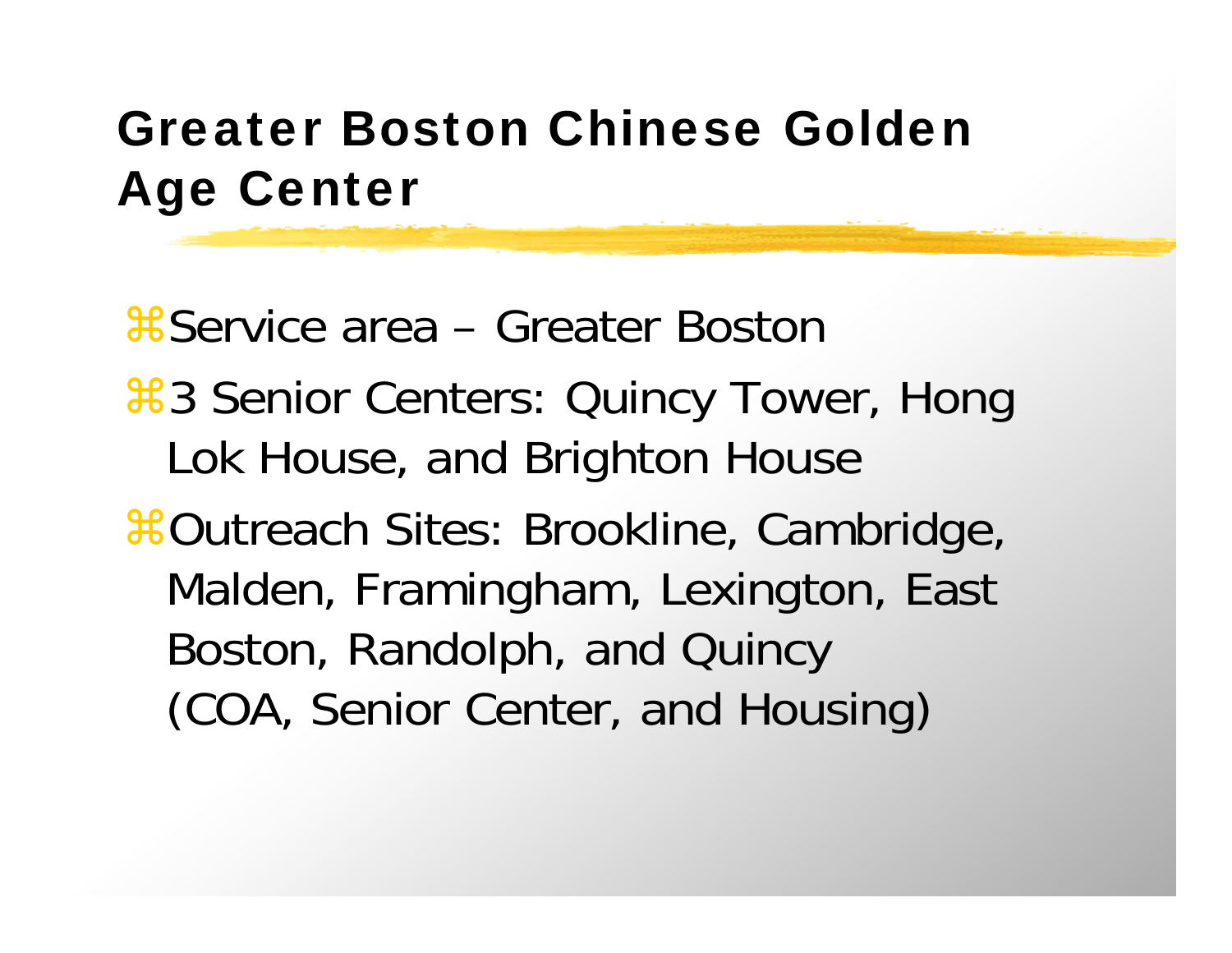# Greater Boston Chinese Golden Age Center

- Service area – Greater Boston
- 3 Senior Centers: Quincy Tower, Hong Lok House, and Brighton House
- Outreach Sites: Brookline, Cambridge, Malden, Framingham, Lexington, East Boston, Randolph, and Quincy (COA, Senior Center, and Housing)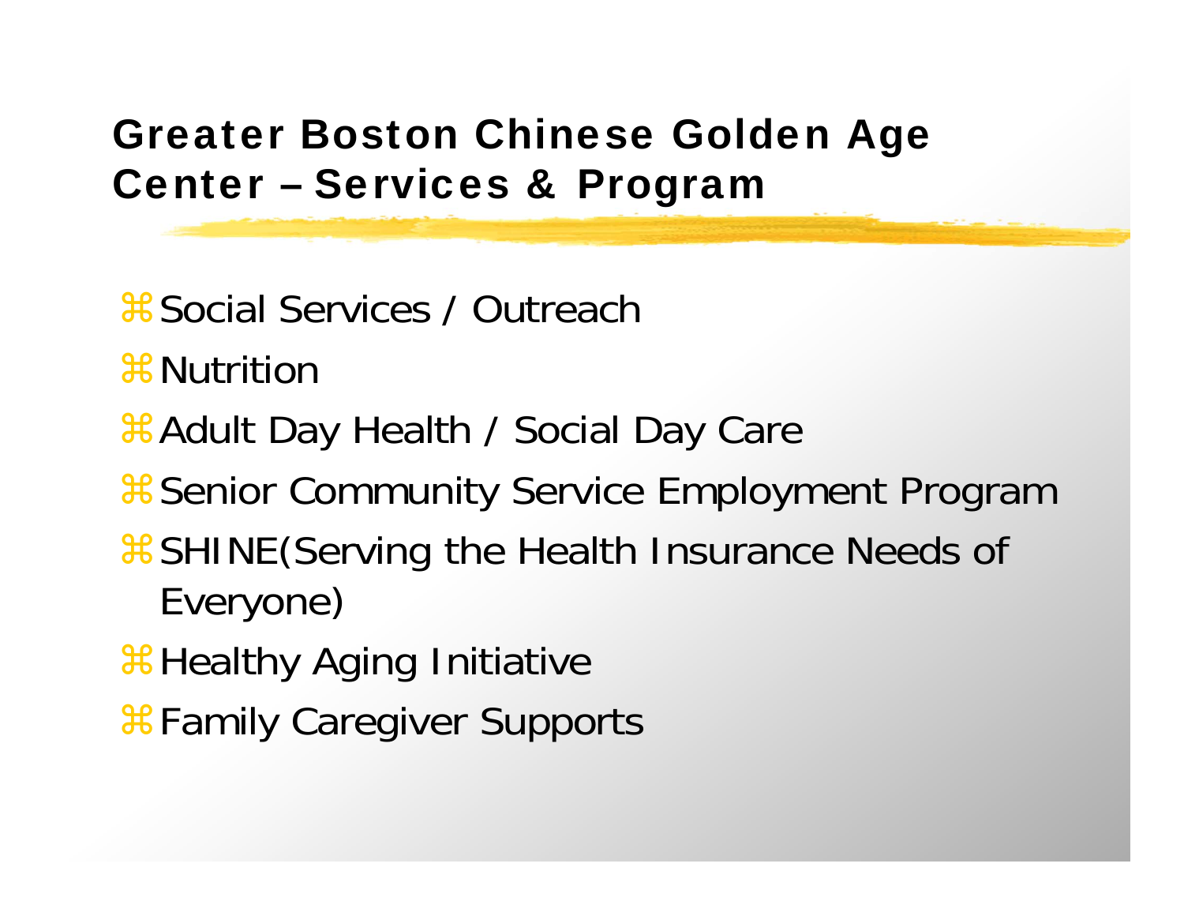## Greater Boston Chinese Golden Age Center – Services & Program

- Social Services / Outreach
- Nutrition
- Adult Day Health / Social Day Care
- Senior Community Service Employment Program
- SHINE(Serving the Health Insurance Needs of Everyone)
- Healthy Aging Initiative
- Family Caregiver Supports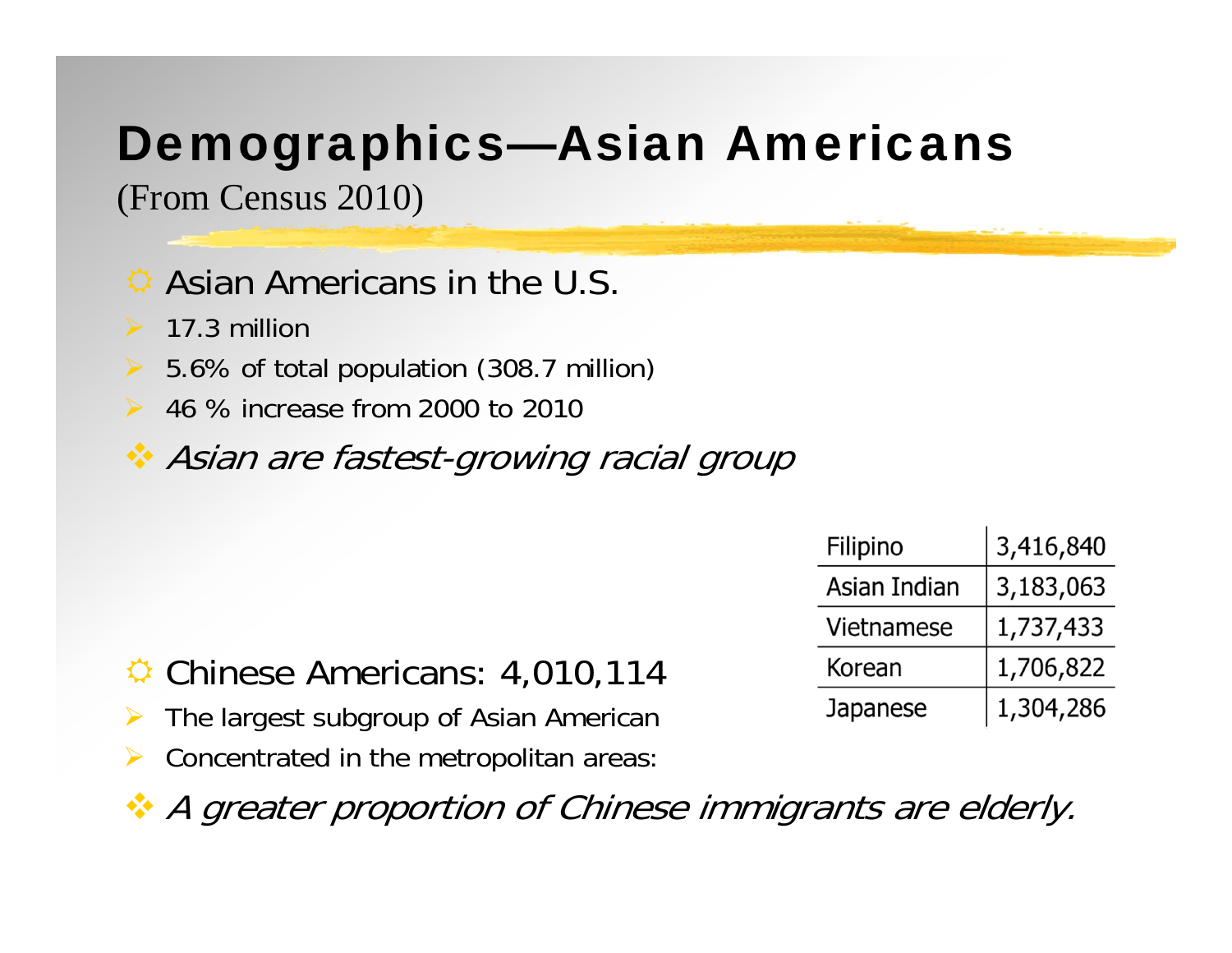# Demographics—Asian Americans

(From Census 2010)

- Asian Americans in the U.S.
  - 17.3 million
  - 5.6% of total population (308.7 million)
  - 46 % increase from 2000 to 2010
- *Asian are fastest-growing racial group*

| Filipino | 3,416,840 |
|---|---|
| Asian Indian | 3,183,063 |
| Vietnamese | 1,737,433 |
| Korean | 1,706,822 |
| Japanese | 1,304,286 |

- Chinese Americans: 4,010,114
  - The largest subgroup of Asian American
  - Concentrated in the metropolitan areas:
- *A greater proportion of Chinese immigrants are elderly.*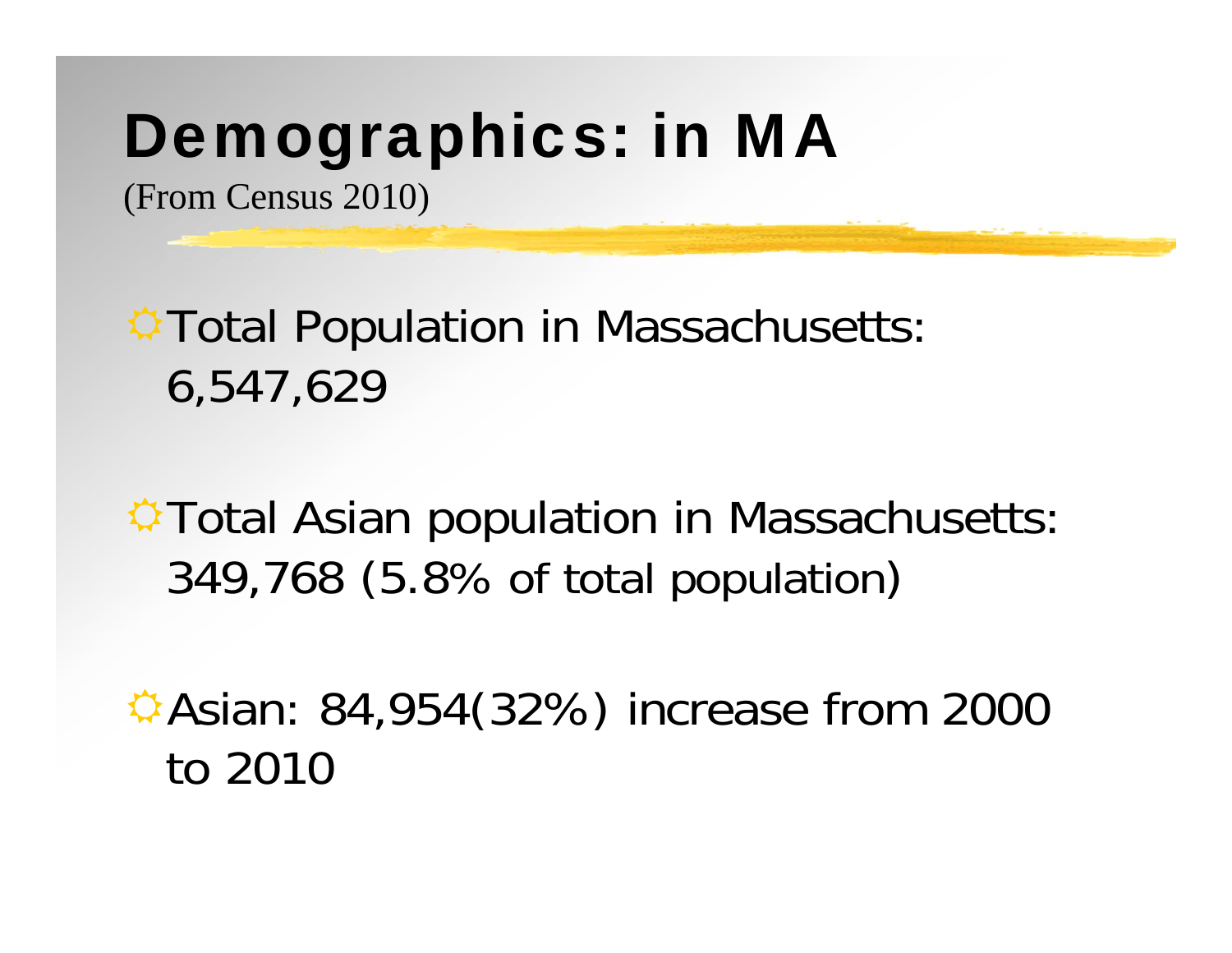# Demographics: in MA

(From Census 2010)

- Total Population in Massachusetts: 6,547,629
- Total Asian population in Massachusetts: 349,768 (5.8% of total population)
- Asian: 84,954(32%) increase from 2000 to 2010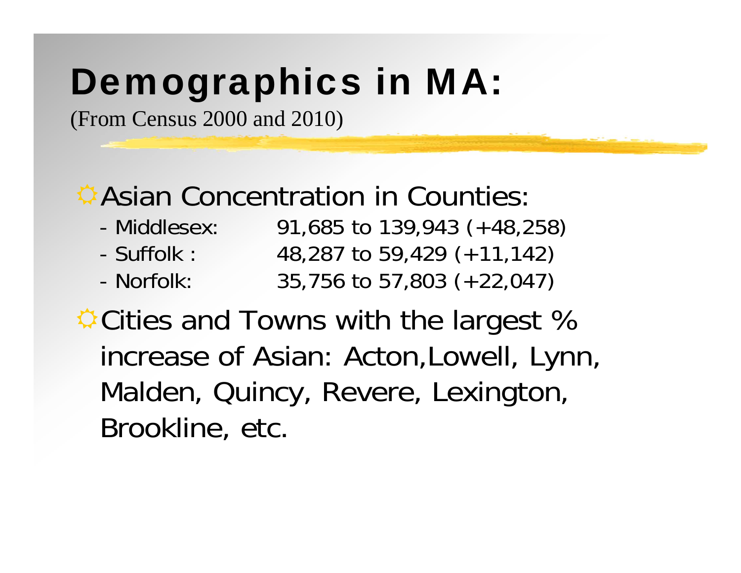# Demographics in MA:

(From Census 2000 and 2010)

- Asian Concentration in Counties:
  - Middlesex: 91,685 to 139,943 (+48,258)
  - Suffolk : 48,287 to 59,429 (+11,142)
  - Norfolk: 35,756 to 57,803 (+22,047)
- Cities and Towns with the largest % increase of Asian: Acton,Lowell, Lynn, Malden, Quincy, Revere, Lexington, Brookline, etc.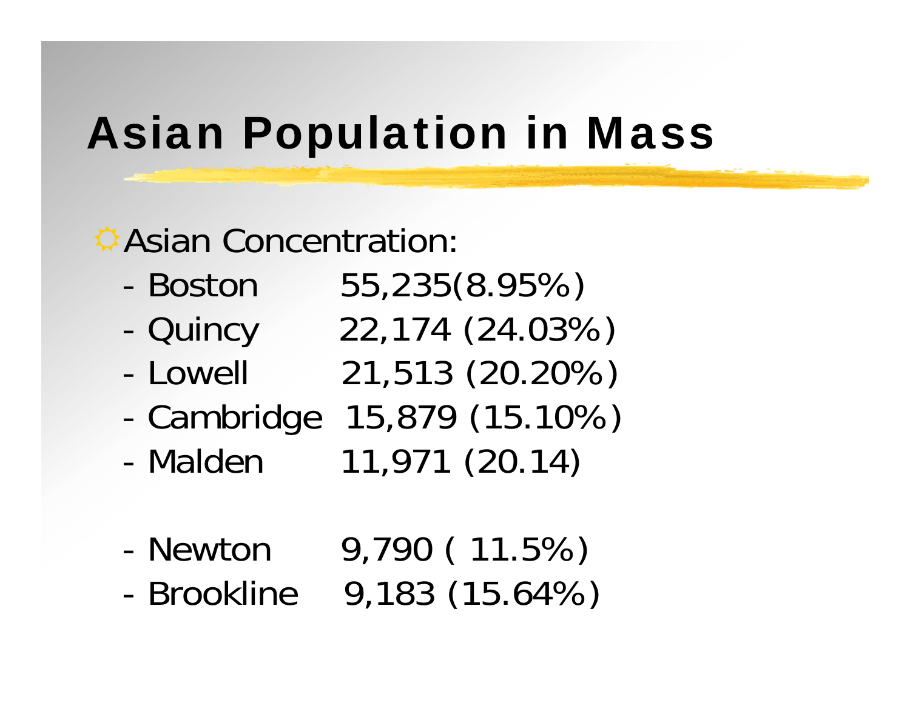# Asian Population in Mass

- Asian Concentration:
  - Boston 55,235(8.95%)
  - Quincy 22,174 (24.03%)
  - Lowell 21,513 (20.20%)
  - Cambridge 15,879 (15.10%)
  - Malden 11,971 (20.14)

  - Newton 9,790 ( 11.5%)
  - Brookline 9,183 (15.64%)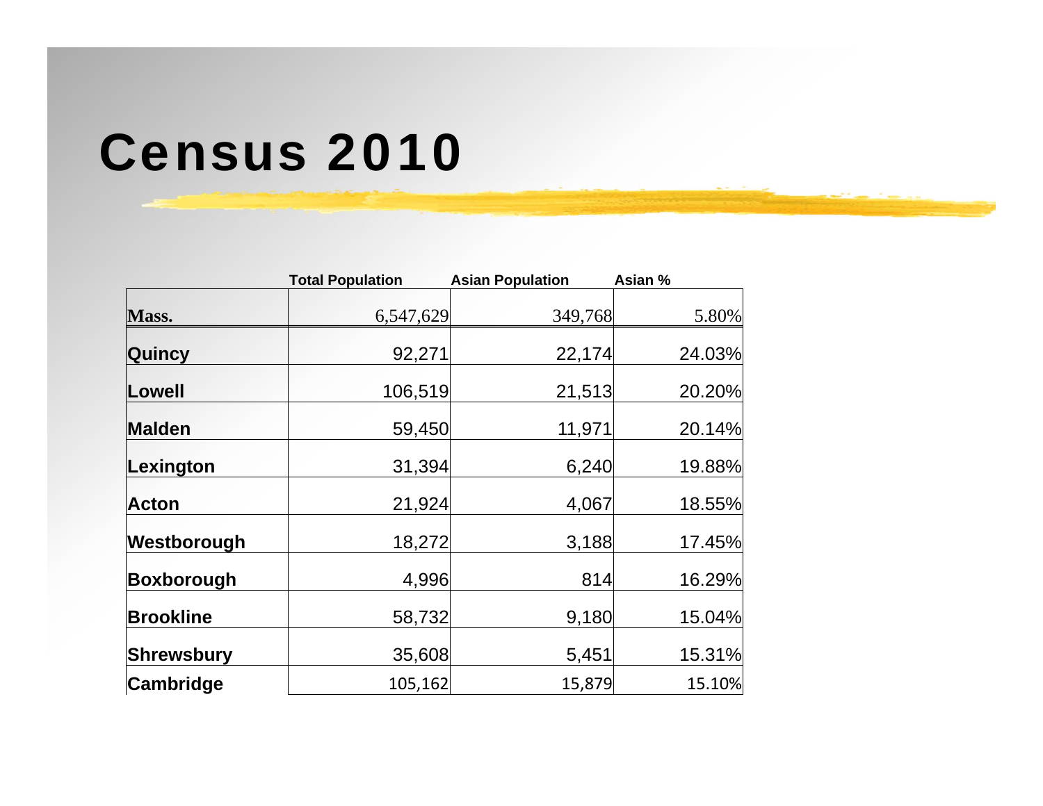# Census 2010

| | Total Population | Asian Population | Asian % |
|---|---|---|---|
| **Mass.** | 6,547,629 | 349,768 | 5.80% |
| **Quincy** | 92,271 | 22,174 | 24.03% |
| **Lowell** | 106,519 | 21,513 | 20.20% |
| **Malden** | 59,450 | 11,971 | 20.14% |
| **Lexington** | 31,394 | 6,240 | 19.88% |
| **Acton** | 21,924 | 4,067 | 18.55% |
| **Westborough** | 18,272 | 3,188 | 17.45% |
| **Boxborough** | 4,996 | 814 | 16.29% |
| **Brookline** | 58,732 | 9,180 | 15.04% |
| **Shrewsbury** | 35,608 | 5,451 | 15.31% |
| **Cambridge** | 105,162 | 15,879 | 15.10% |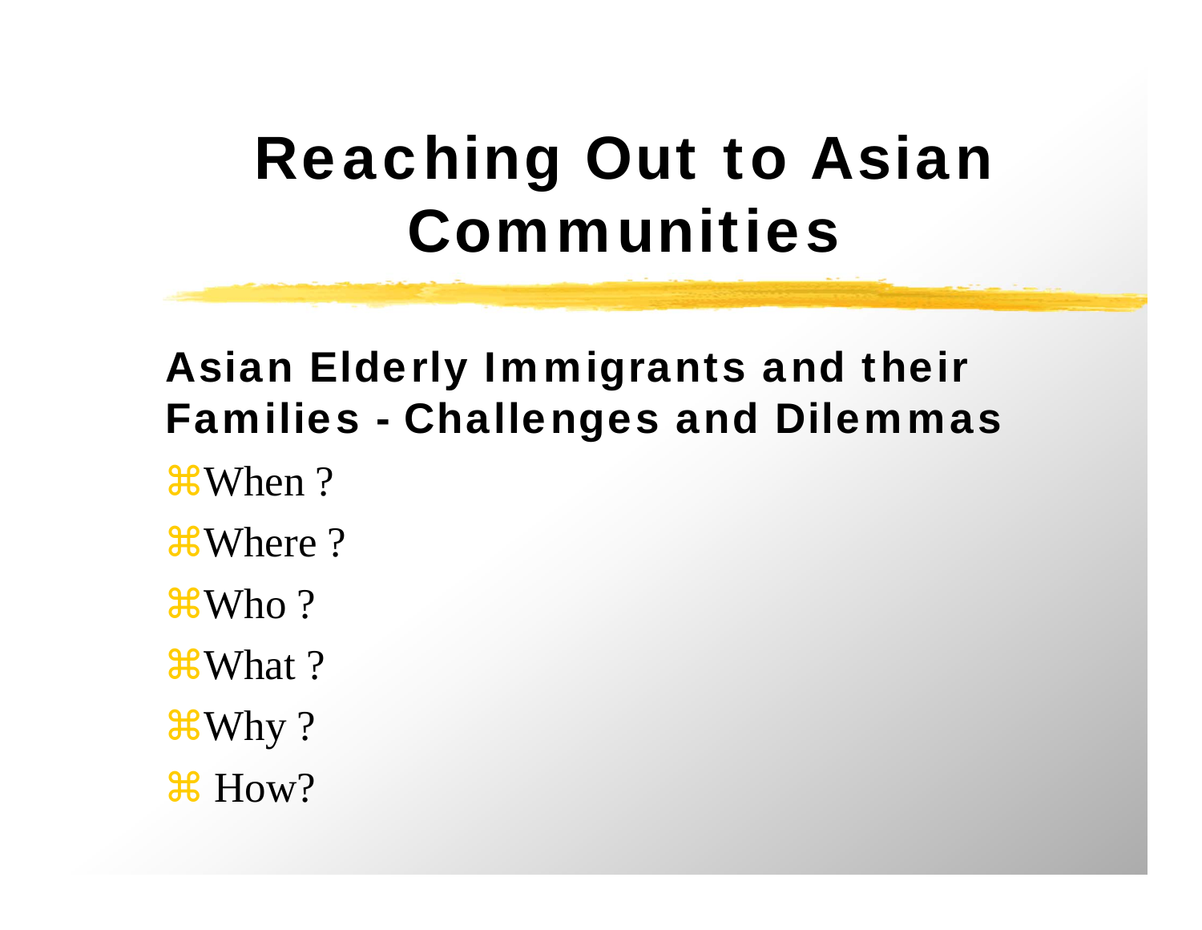# Reaching Out to Asian Communities

## Asian Elderly Immigrants and their Families - Challenges and Dilemmas

- When ?
- Where ?
- Who ?
- What ?
- Why ?
- How?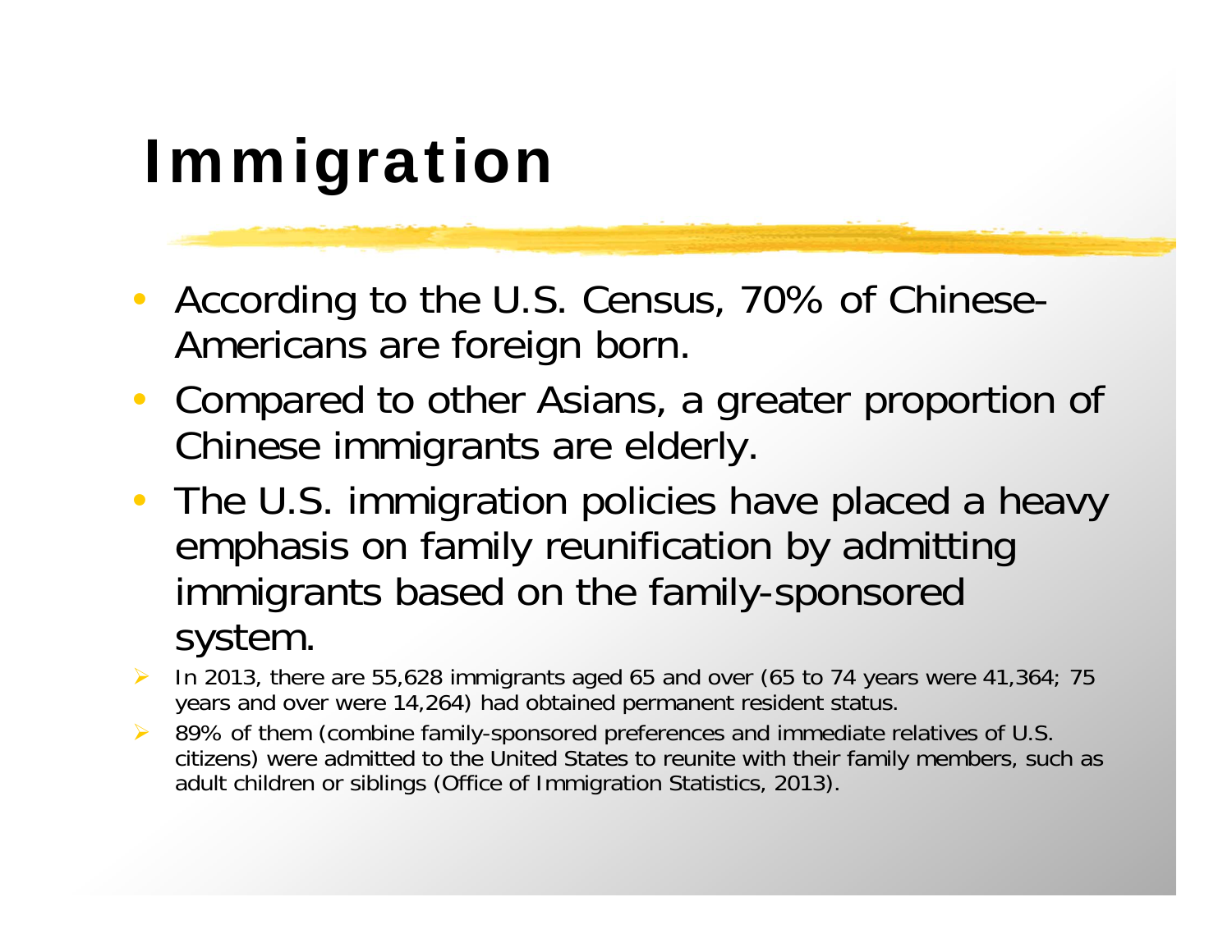# Immigration

- According to the U.S. Census, 70% of Chinese-Americans are foreign born.
- Compared to other Asians, a greater proportion of Chinese immigrants are elderly.
- The U.S. immigration policies have placed a heavy emphasis on family reunification by admitting immigrants based on the family-sponsored system.
  - In 2013, there are 55,628 immigrants aged 65 and over (65 to 74 years were 41,364; 75 years and over were 14,264) had obtained permanent resident status.
  - 89% of them (combine family-sponsored preferences and immediate relatives of U.S. citizens) were admitted to the United States to reunite with their family members, such as adult children or siblings (Office of Immigration Statistics, 2013).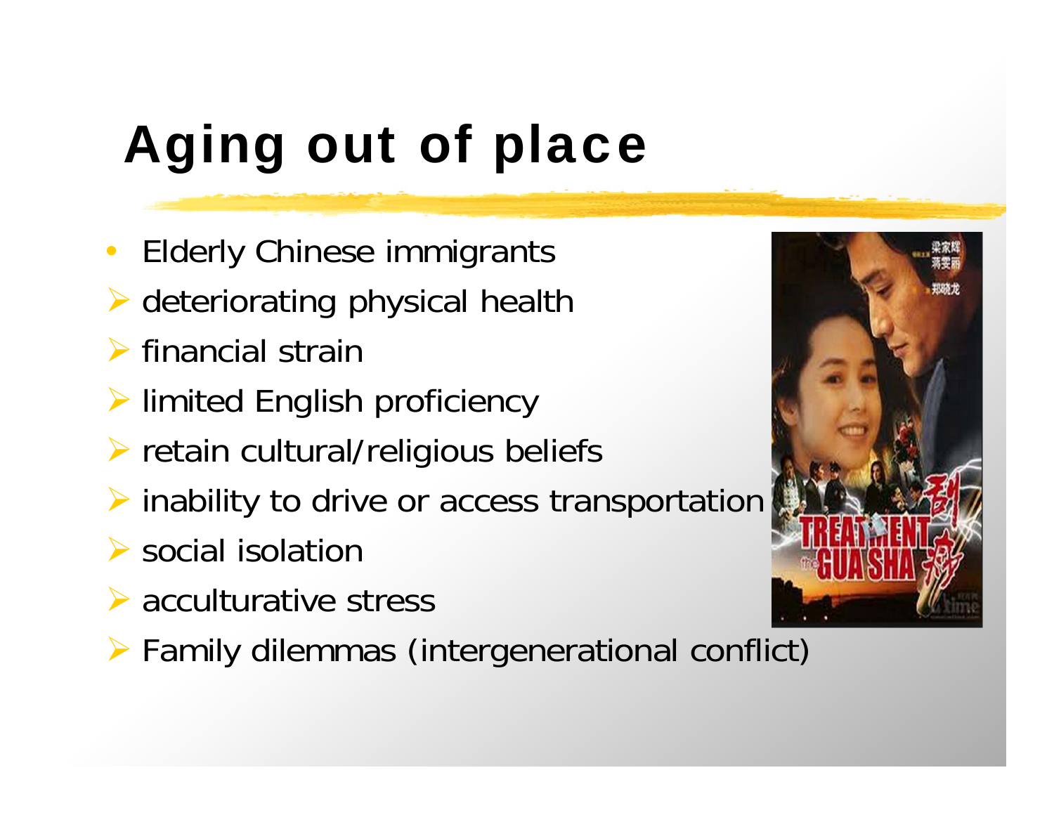# Aging out of place

- Elderly Chinese immigrants
  - deteriorating physical health
  - financial strain
  - limited English proficiency
  - retain cultural/religious beliefs
  - inability to drive or access transportation
  - social isolation
  - acculturative stress
  - Family dilemmas (intergenerational conflict)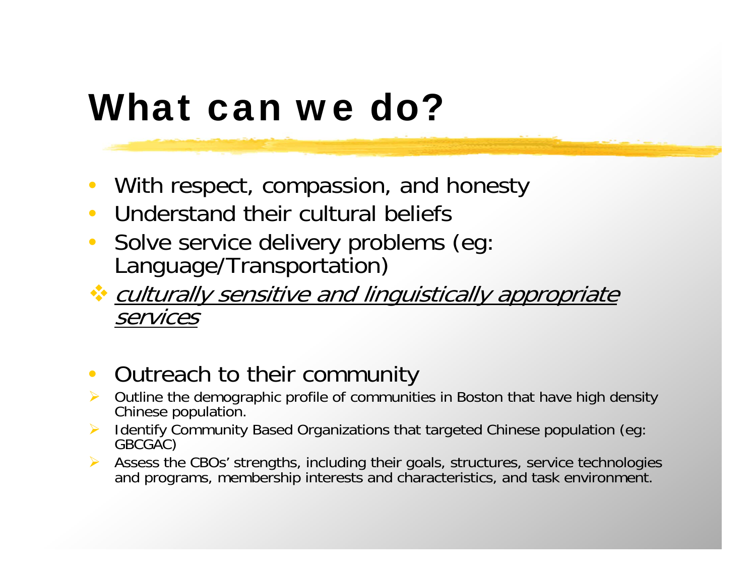# What can we do?

- With respect, compassion, and honesty
- Understand their cultural beliefs
- Solve service delivery problems (eg: Language/Transportation)
- *culturally sensitive and linguistically appropriate services*

- Outreach to their community
  - Outline the demographic profile of communities in Boston that have high density Chinese population.
  - Identify Community Based Organizations that targeted Chinese population (eg: GBCGAC)
  - Assess the CBOs' strengths, including their goals, structures, service technologies and programs, membership interests and characteristics, and task environment.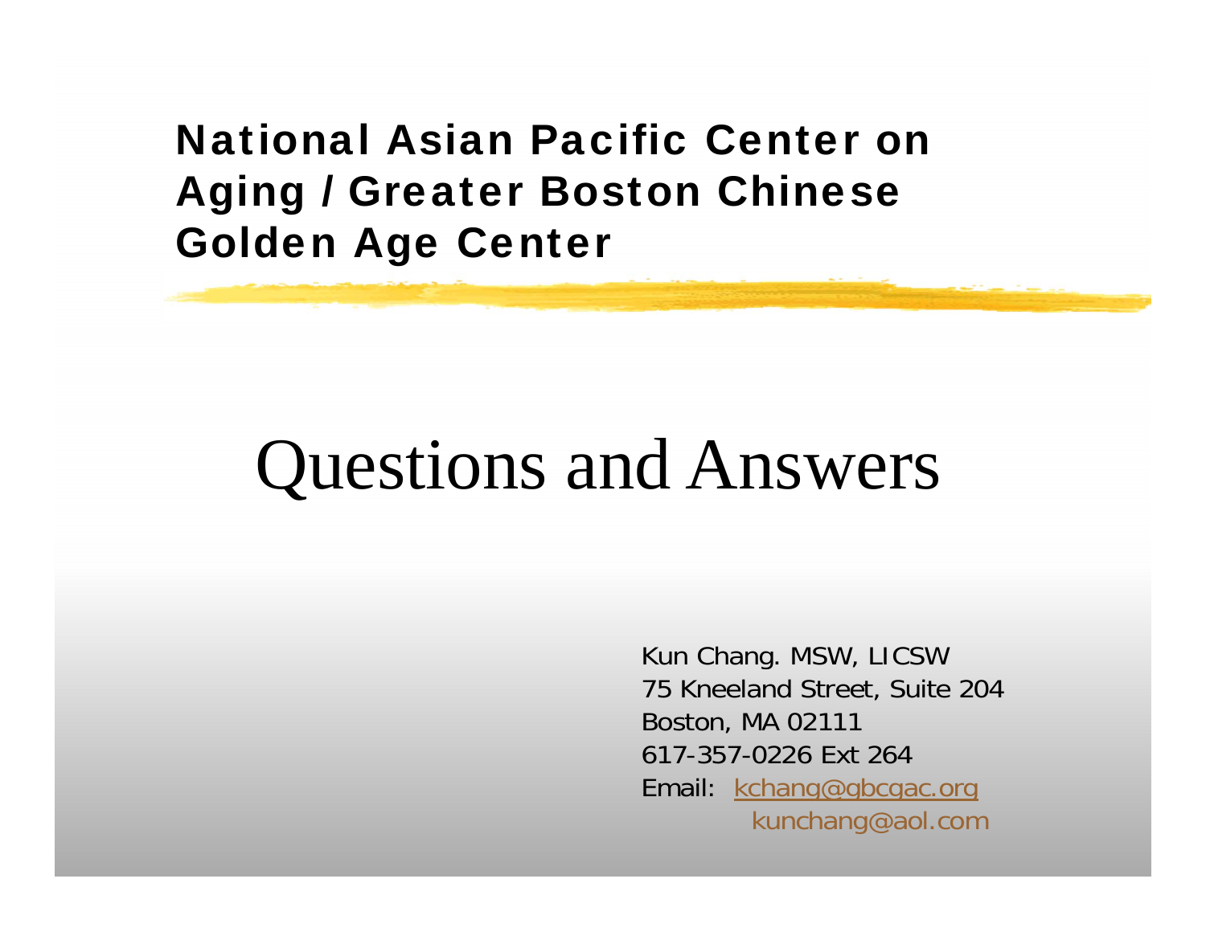**National Asian Pacific Center on Aging / Greater Boston Chinese Golden Age Center**

# Questions and Answers

Kun Chang. MSW, LICSW
75 Kneeland Street, Suite 204
Boston, MA 02111
617-357-0226 Ext 264
Email: kchang@gbcgac.org
kunchang@aol.com